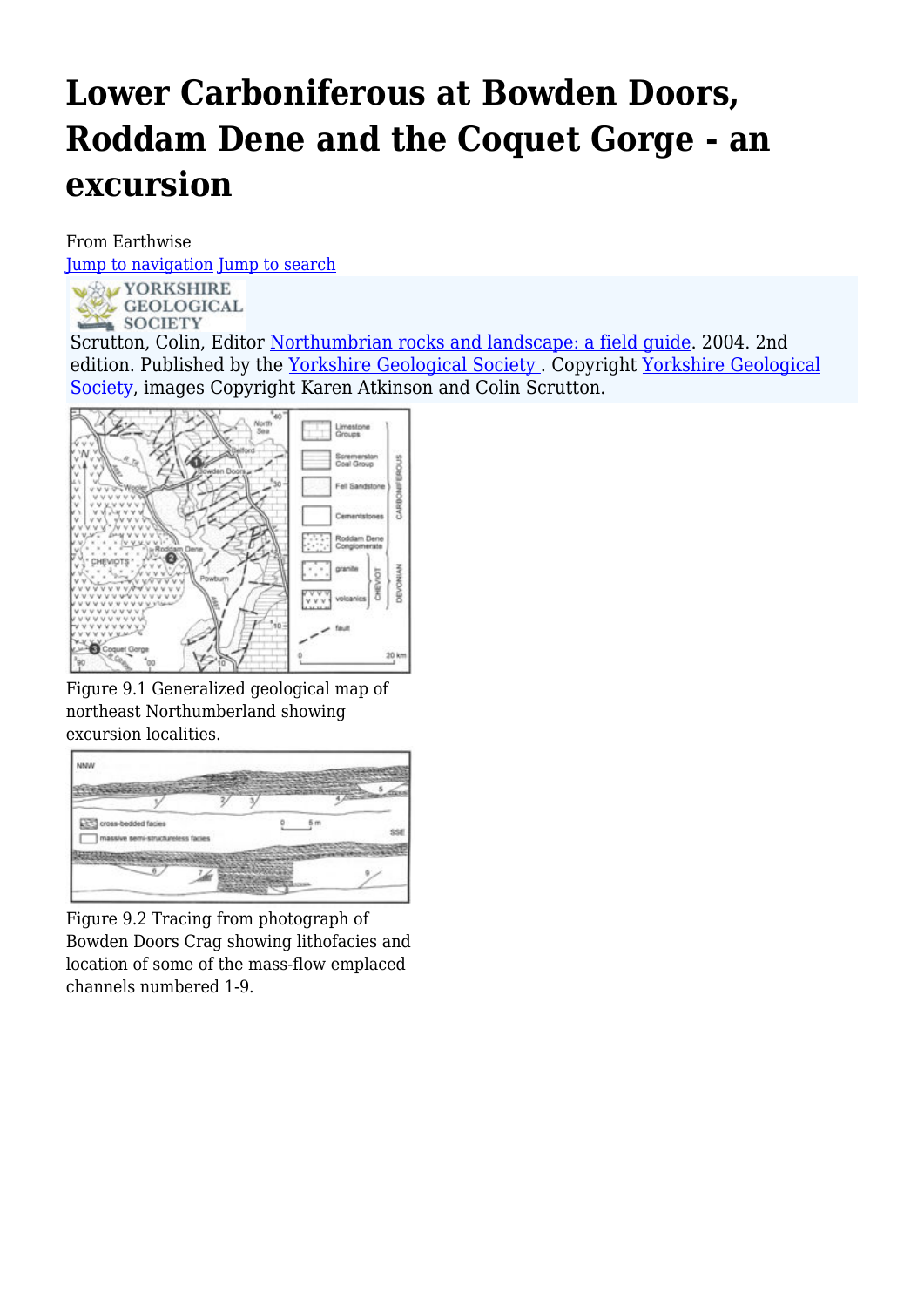# Lower Carboniferous at Bowden Doors, Roddam Dene and the Coquet Gorge - an excursion

From Earthwise

Jump to navigation Jump to search

Scrutton, Colin, Editor Northumbrian rocks and landscape: a field guide. 2004. 2nd edition. Published by the Yorkshire Geological Society. Copyright Yorkshire Geological Society, images Copyright Karen Atkinson and Colin Scrutton.

Figure 9.1 Generalized geological map of northeast Northumberland showing excursion localities.

Figure 9.2 Tracing from photograph of Bowden Doors Crag showing lithofacies and location of some of the mass-flow emplaced channels numbered 1-9.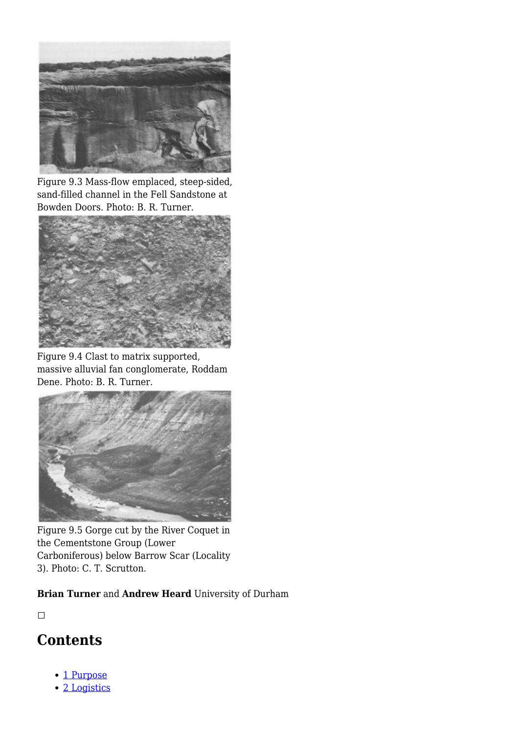Figure 9.3 Mass-flow emplaced, steep-sided, sand-filled channel in the Fell Sandstone at Bowden Doors. Photo: B. R. Turner.

Figure 9.4 Clast to matrix supported, massive alluvial fan conglomerate, Roddam Dene. Photo: B. R. Turner.

Figure 9.5 Gorge cut by the River Coquet in the Cementstone Group (Lower Carboniferous) below Barrow Scar (Locality 3). Photo: C. T. Scrutton.

**Brian Turner** and **Andrew Heard** University of Durham

## Contents

- 1 Purpose
- 2 Logistics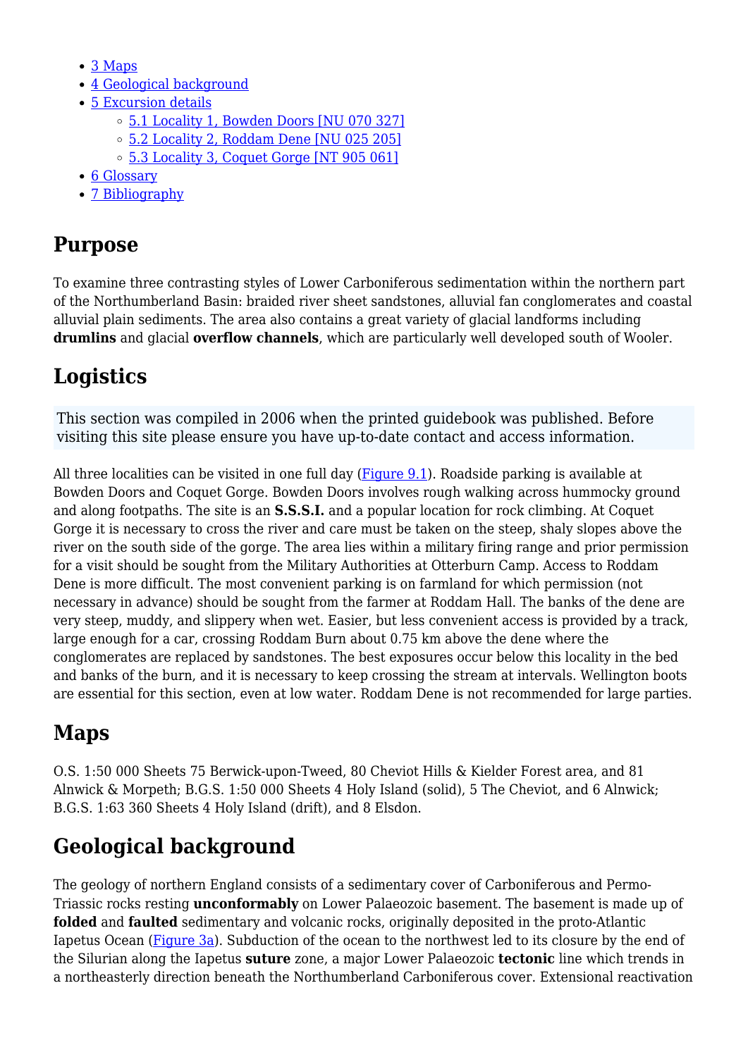- 3 Maps
- 4 Geological background
- 5 Excursion details
  - 5.1 Locality 1, Bowden Doors [NU 070 327]
  - 5.2 Locality 2, Roddam Dene [NU 025 205]
  - 5.3 Locality 3, Coquet Gorge [NT 905 061]
- 6 Glossary
- 7 Bibliography

## Purpose

To examine three contrasting styles of Lower Carboniferous sedimentation within the northern part of the Northumberland Basin: braided river sheet sandstones, alluvial fan conglomerates and coastal alluvial plain sediments. The area also contains a great variety of glacial landforms including **drumlins** and glacial **overflow channels**, which are particularly well developed south of Wooler.

## Logistics

This section was compiled in 2006 when the printed guidebook was published. Before visiting this site please ensure you have up-to-date contact and access information.

All three localities can be visited in one full day (Figure 9.1). Roadside parking is available at Bowden Doors and Coquet Gorge. Bowden Doors involves rough walking across hummocky ground and along footpaths. The site is an **S.S.S.I.** and a popular location for rock climbing. At Coquet Gorge it is necessary to cross the river and care must be taken on the steep, shaly slopes above the river on the south side of the gorge. The area lies within a military firing range and prior permission for a visit should be sought from the Military Authorities at Otterburn Camp. Access to Roddam Dene is more difficult. The most convenient parking is on farmland for which permission (not necessary in advance) should be sought from the farmer at Roddam Hall. The banks of the dene are very steep, muddy, and slippery when wet. Easier, but less convenient access is provided by a track, large enough for a car, crossing Roddam Burn about 0.75 km above the dene where the conglomerates are replaced by sandstones. The best exposures occur below this locality in the bed and banks of the burn, and it is necessary to keep crossing the stream at intervals. Wellington boots are essential for this section, even at low water. Roddam Dene is not recommended for large parties.

## Maps

O.S. 1:50 000 Sheets 75 Berwick-upon-Tweed, 80 Cheviot Hills & Kielder Forest area, and 81 Alnwick & Morpeth; B.G.S. 1:50 000 Sheets 4 Holy Island (solid), 5 The Cheviot, and 6 Alnwick; B.G.S. 1:63 360 Sheets 4 Holy Island (drift), and 8 Elsdon.

## Geological background

The geology of northern England consists of a sedimentary cover of Carboniferous and Permo-Triassic rocks resting **unconformably** on Lower Palaeozoic basement. The basement is made up of **folded** and **faulted** sedimentary and volcanic rocks, originally deposited in the proto-Atlantic Iapetus Ocean (Figure 3a). Subduction of the ocean to the northwest led to its closure by the end of the Silurian along the Iapetus **suture** zone, a major Lower Palaeozoic **tectonic** line which trends in a northeasterly direction beneath the Northumberland Carboniferous cover. Extensional reactivation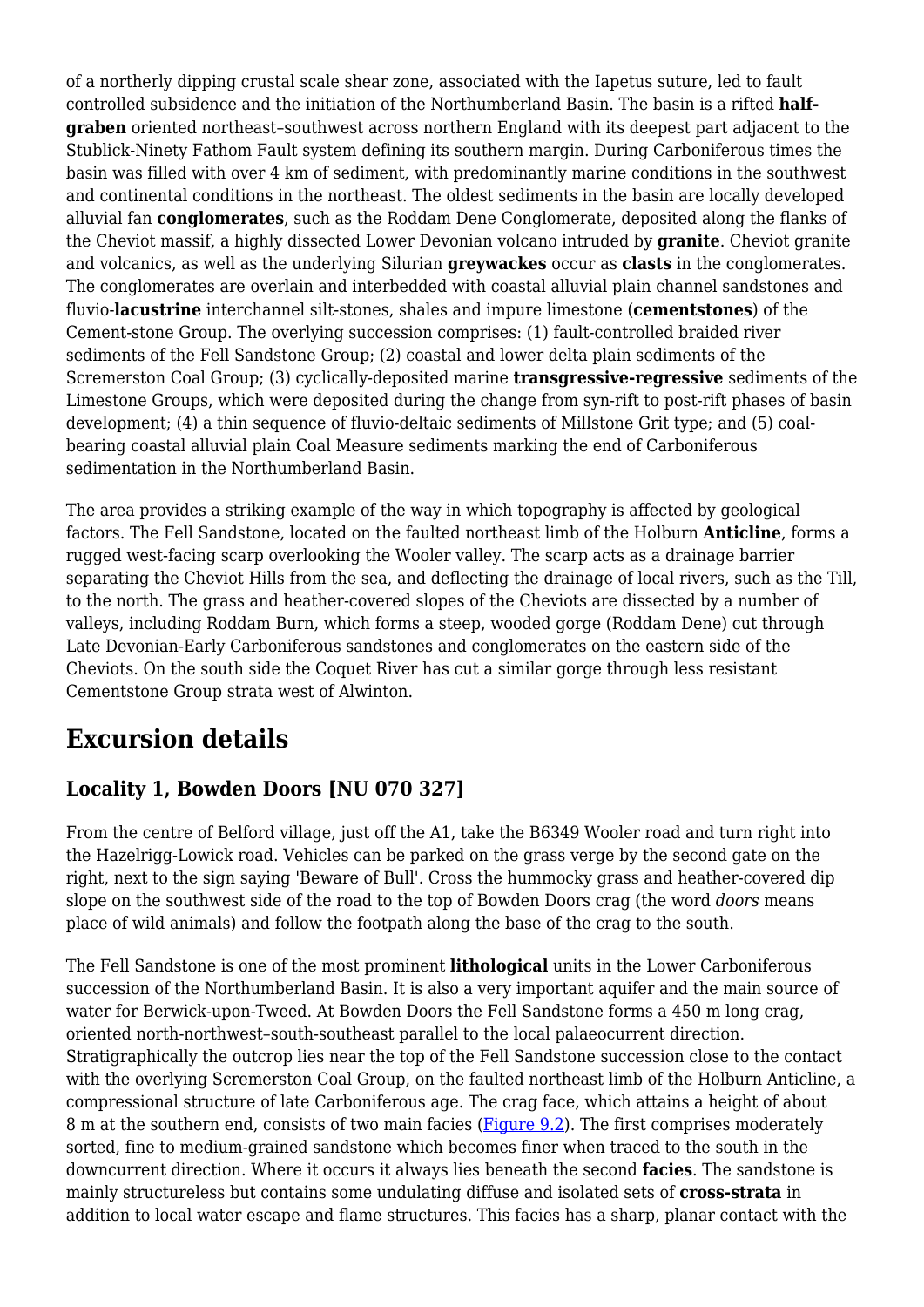of a northerly dipping crustal scale shear zone, associated with the Iapetus suture, led to fault controlled subsidence and the initiation of the Northumberland Basin. The basin is a rifted **half-graben** oriented northeast–southwest across northern England with its deepest part adjacent to the Stublick-Ninety Fathom Fault system defining its southern margin. During Carboniferous times the basin was filled with over 4 km of sediment, with predominantly marine conditions in the southwest and continental conditions in the northeast. The oldest sediments in the basin are locally developed alluvial fan **conglomerates**, such as the Roddam Dene Conglomerate, deposited along the flanks of the Cheviot massif, a highly dissected Lower Devonian volcano intruded by **granite**. Cheviot granite and volcanics, as well as the underlying Silurian **greywackes** occur as **clasts** in the conglomerates. The conglomerates are overlain and interbedded with coastal alluvial plain channel sandstones and fluvio-**lacustrine** interchannel silt-stones, shales and impure limestone (**cementstones**) of the Cement-stone Group. The overlying succession comprises: (1) fault-controlled braided river sediments of the Fell Sandstone Group; (2) coastal and lower delta plain sediments of the Scremerston Coal Group; (3) cyclically-deposited marine **transgressive-regressive** sediments of the Limestone Groups, which were deposited during the change from syn-rift to post-rift phases of basin development; (4) a thin sequence of fluvio-deltaic sediments of Millstone Grit type; and (5) coal-bearing coastal alluvial plain Coal Measure sediments marking the end of Carboniferous sedimentation in the Northumberland Basin.

The area provides a striking example of the way in which topography is affected by geological factors. The Fell Sandstone, located on the faulted northeast limb of the Holburn **Anticline**, forms a rugged west-facing scarp overlooking the Wooler valley. The scarp acts as a drainage barrier separating the Cheviot Hills from the sea, and deflecting the drainage of local rivers, such as the Till, to the north. The grass and heather-covered slopes of the Cheviots are dissected by a number of valleys, including Roddam Burn, which forms a steep, wooded gorge (Roddam Dene) cut through Late Devonian-Early Carboniferous sandstones and conglomerates on the eastern side of the Cheviots. On the south side the Coquet River has cut a similar gorge through less resistant Cementstone Group strata west of Alwinton.

## Excursion details

### Locality 1, Bowden Doors [NU 070 327]

From the centre of Belford village, just off the A1, take the B6349 Wooler road and turn right into the Hazelrigg-Lowick road. Vehicles can be parked on the grass verge by the second gate on the right, next to the sign saying 'Beware of Bull'. Cross the hummocky grass and heather-covered dip slope on the southwest side of the road to the top of Bowden Doors crag (the word *doors* means place of wild animals) and follow the footpath along the base of the crag to the south.

The Fell Sandstone is one of the most prominent **lithological** units in the Lower Carboniferous succession of the Northumberland Basin. It is also a very important aquifer and the main source of water for Berwick-upon-Tweed. At Bowden Doors the Fell Sandstone forms a 450 m long crag, oriented north-northwest–south-southeast parallel to the local palaeocurrent direction. Stratigraphically the outcrop lies near the top of the Fell Sandstone succession close to the contact with the overlying Scremerston Coal Group, on the faulted northeast limb of the Holburn Anticline, a compressional structure of late Carboniferous age. The crag face, which attains a height of about 8 m at the southern end, consists of two main facies (Figure 9.2). The first comprises moderately sorted, fine to medium-grained sandstone which becomes finer when traced to the south in the downcurrent direction. Where it occurs it always lies beneath the second **facies**. The sandstone is mainly structureless but contains some undulating diffuse and isolated sets of **cross-strata** in addition to local water escape and flame structures. This facies has a sharp, planar contact with the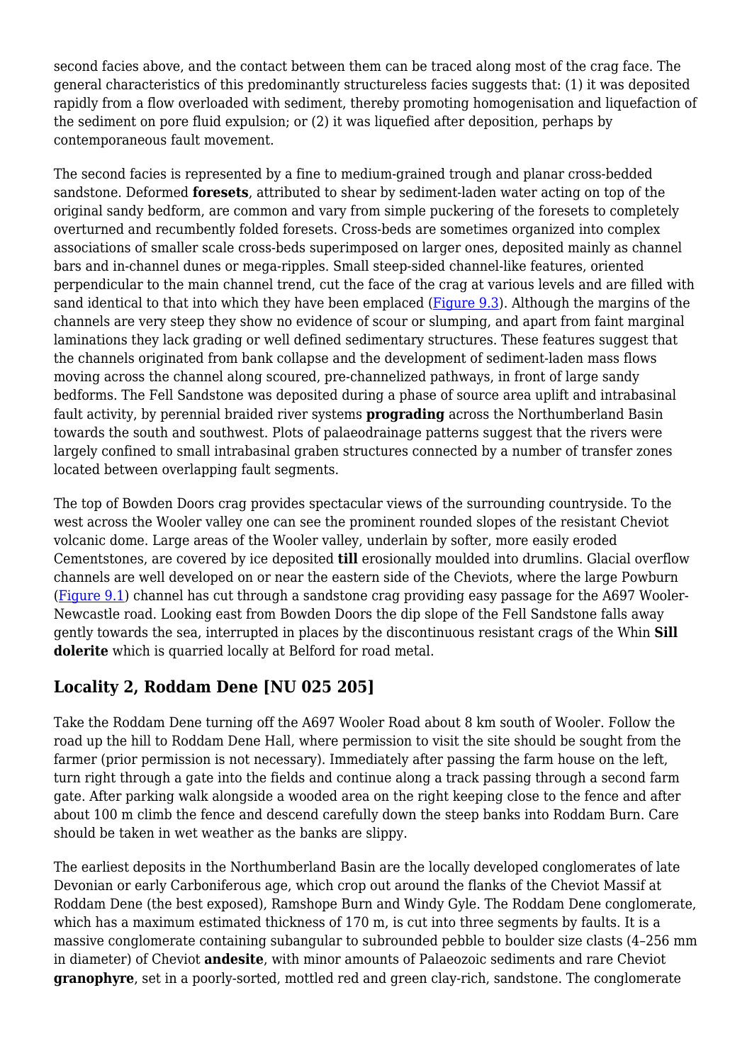second facies above, and the contact between them can be traced along most of the crag face. The general characteristics of this predominantly structureless facies suggests that: (1) it was deposited rapidly from a flow overloaded with sediment, thereby promoting homogenisation and liquefaction of the sediment on pore fluid expulsion; or (2) it was liquefied after deposition, perhaps by contemporaneous fault movement.

The second facies is represented by a fine to medium-grained trough and planar cross-bedded sandstone. Deformed **foresets**, attributed to shear by sediment-laden water acting on top of the original sandy bedform, are common and vary from simple puckering of the foresets to completely overturned and recumbently folded foresets. Cross-beds are sometimes organized into complex associations of smaller scale cross-beds superimposed on larger ones, deposited mainly as channel bars and in-channel dunes or mega-ripples. Small steep-sided channel-like features, oriented perpendicular to the main channel trend, cut the face of the crag at various levels and are filled with sand identical to that into which they have been emplaced (Figure 9.3). Although the margins of the channels are very steep they show no evidence of scour or slumping, and apart from faint marginal laminations they lack grading or well defined sedimentary structures. These features suggest that the channels originated from bank collapse and the development of sediment-laden mass flows moving across the channel along scoured, pre-channelized pathways, in front of large sandy bedforms. The Fell Sandstone was deposited during a phase of source area uplift and intrabasinal fault activity, by perennial braided river systems **prograding** across the Northumberland Basin towards the south and southwest. Plots of palaeodrainage patterns suggest that the rivers were largely confined to small intrabasinal graben structures connected by a number of transfer zones located between overlapping fault segments.

The top of Bowden Doors crag provides spectacular views of the surrounding countryside. To the west across the Wooler valley one can see the prominent rounded slopes of the resistant Cheviot volcanic dome. Large areas of the Wooler valley, underlain by softer, more easily eroded Cementstones, are covered by ice deposited **till** erosionally moulded into drumlins. Glacial overflow channels are well developed on or near the eastern side of the Cheviots, where the large Powburn (Figure 9.1) channel has cut through a sandstone crag providing easy passage for the A697 Wooler-Newcastle road. Looking east from Bowden Doors the dip slope of the Fell Sandstone falls away gently towards the sea, interrupted in places by the discontinuous resistant crags of the Whin **Sill dolerite** which is quarried locally at Belford for road metal.

## Locality 2, Roddam Dene [NU 025 205]

Take the Roddam Dene turning off the A697 Wooler Road about 8 km south of Wooler. Follow the road up the hill to Roddam Dene Hall, where permission to visit the site should be sought from the farmer (prior permission is not necessary). Immediately after passing the farm house on the left, turn right through a gate into the fields and continue along a track passing through a second farm gate. After parking walk alongside a wooded area on the right keeping close to the fence and after about 100 m climb the fence and descend carefully down the steep banks into Roddam Burn. Care should be taken in wet weather as the banks are slippy.

The earliest deposits in the Northumberland Basin are the locally developed conglomerates of late Devonian or early Carboniferous age, which crop out around the flanks of the Cheviot Massif at Roddam Dene (the best exposed), Ramshope Burn and Windy Gyle. The Roddam Dene conglomerate, which has a maximum estimated thickness of 170 m, is cut into three segments by faults. It is a massive conglomerate containing subangular to subrounded pebble to boulder size clasts (4–256 mm in diameter) of Cheviot **andesite**, with minor amounts of Palaeozoic sediments and rare Cheviot **granophyre**, set in a poorly-sorted, mottled red and green clay-rich, sandstone. The conglomerate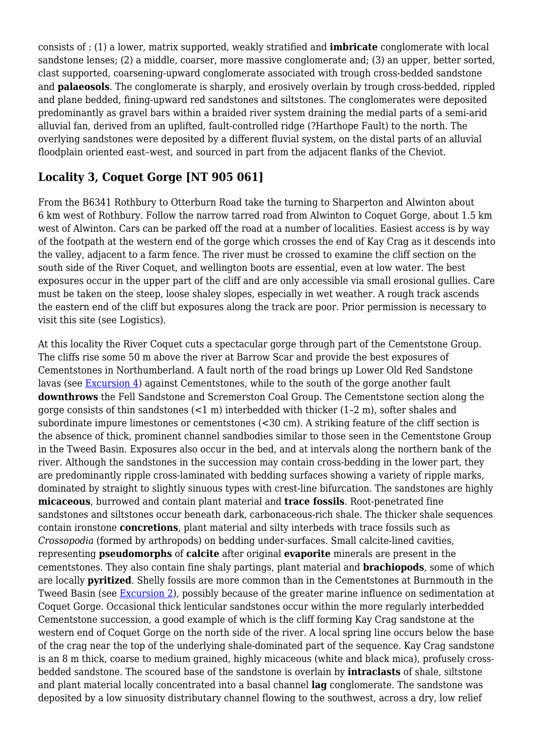consists of : (1) a lower, matrix supported, weakly stratified and **imbricate** conglomerate with local sandstone lenses; (2) a middle, coarser, more massive conglomerate and; (3) an upper, better sorted, clast supported, coarsening-upward conglomerate associated with trough cross-bedded sandstone and **palaeosols**. The conglomerate is sharply, and erosively overlain by trough cross-bedded, rippled and plane bedded, fining-upward red sandstones and siltstones. The conglomerates were deposited predominantly as gravel bars within a braided river system draining the medial parts of a semi-arid alluvial fan, derived from an uplifted, fault-controlled ridge (?Harthope Fault) to the north. The overlying sandstones were deposited by a different fluvial system, on the distal parts of an alluvial floodplain oriented east–west, and sourced in part from the adjacent flanks of the Cheviot.

## Locality 3, Coquet Gorge [NT 905 061]

From the B6341 Rothbury to Otterburn Road take the turning to Sharperton and Alwinton about 6 km west of Rothbury. Follow the narrow tarred road from Alwinton to Coquet Gorge, about 1.5 km west of Alwinton. Cars can be parked off the road at a number of localities. Easiest access is by way of the footpath at the western end of the gorge which crosses the end of Kay Crag as it descends into the valley, adjacent to a farm fence. The river must be crossed to examine the cliff section on the south side of the River Coquet, and wellington boots are essential, even at low water. The best exposures occur in the upper part of the cliff and are only accessible via small erosional gullies. Care must be taken on the steep, loose shaley slopes, especially in wet weather. A rough track ascends the eastern end of the cliff but exposures along the track are poor. Prior permission is necessary to visit this site (see Logistics).

At this locality the River Coquet cuts a spectacular gorge through part of the Cementstone Group. The cliffs rise some 50 m above the river at Barrow Scar and provide the best exposures of Cementstones in Northumberland. A fault north of the road brings up Lower Old Red Sandstone lavas (see Excursion 4) against Cementstones, while to the south of the gorge another fault **downthrows** the Fell Sandstone and Scremerston Coal Group. The Cementstone section along the gorge consists of thin sandstones (<1 m) interbedded with thicker (1–2 m), softer shales and subordinate impure limestones or cementstones (<30 cm). A striking feature of the cliff section is the absence of thick, prominent channel sandbodies similar to those seen in the Cementstone Group in the Tweed Basin. Exposures also occur in the bed, and at intervals along the northern bank of the river. Although the sandstones in the succession may contain cross-bedding in the lower part, they are predominantly ripple cross-laminated with bedding surfaces showing a variety of ripple marks, dominated by straight to slightly sinuous types with crest-line bifurcation. The sandstones are highly **micaceous**, burrowed and contain plant material and **trace fossils**. Root-penetrated fine sandstones and siltstones occur beneath dark, carbonaceous-rich shale. The thicker shale sequences contain ironstone **concretions**, plant material and silty interbeds with trace fossils such as *Crossopodia* (formed by arthropods) on bedding under-surfaces. Small calcite-lined cavities, representing **pseudomorphs** of **calcite** after original **evaporite** minerals are present in the cementstones. They also contain fine shaly partings, plant material and **brachiopods**, some of which are locally **pyritized**. Shelly fossils are more common than in the Cementstones at Burnmouth in the Tweed Basin (see Excursion 2), possibly because of the greater marine influence on sedimentation at Coquet Gorge. Occasional thick lenticular sandstones occur within the more regularly interbedded Cementstone succession, a good example of which is the cliff forming Kay Crag sandstone at the western end of Coquet Gorge on the north side of the river. A local spring line occurs below the base of the crag near the top of the underlying shale-dominated part of the sequence. Kay Crag sandstone is an 8 m thick, coarse to medium grained, highly micaceous (white and black mica), profusely cross-bedded sandstone. The scoured base of the sandstone is overlain by **intraclasts** of shale, siltstone and plant material locally concentrated into a basal channel **lag** conglomerate. The sandstone was deposited by a low sinuosity distributary channel flowing to the southwest, across a dry, low relief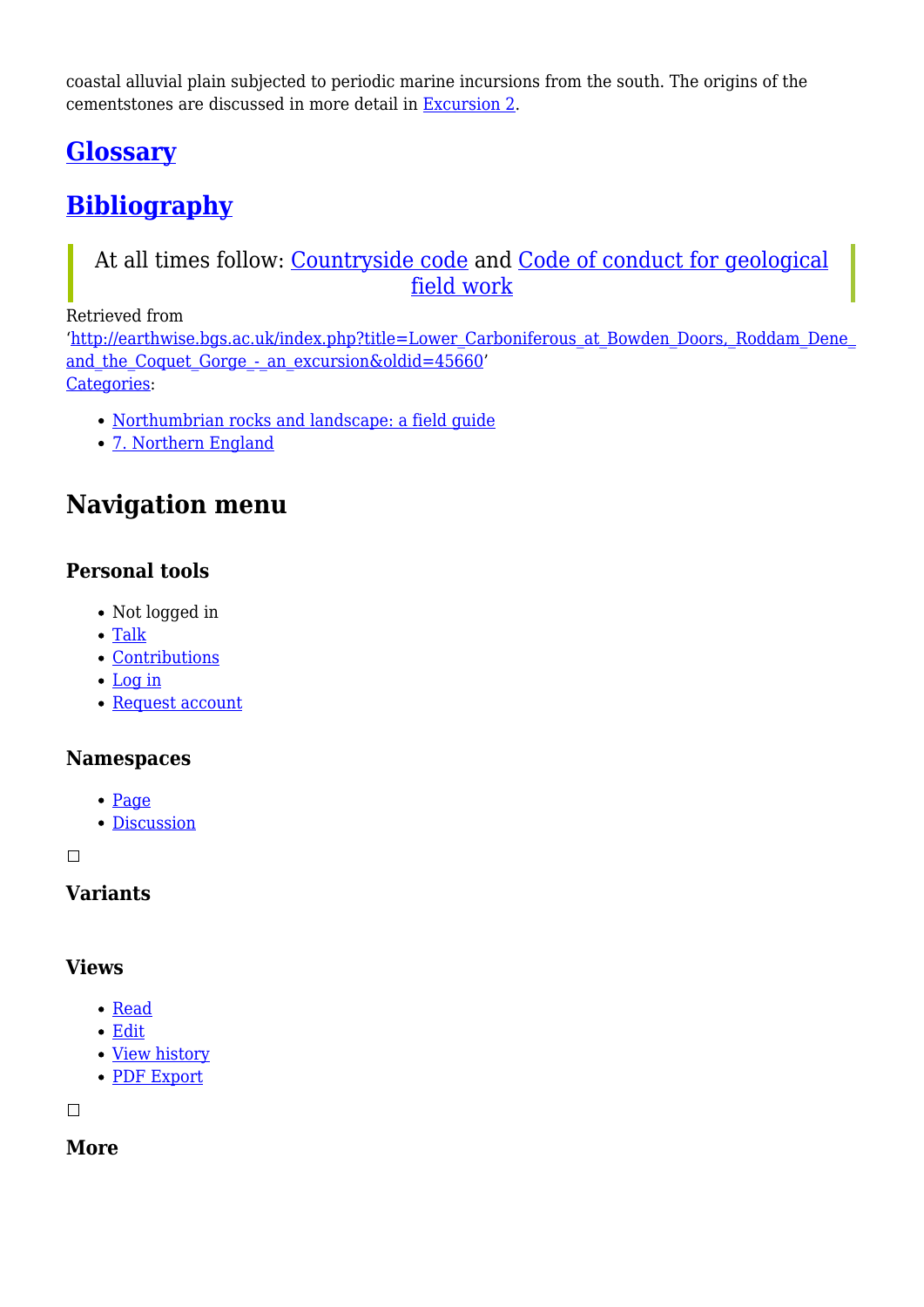coastal alluvial plain subjected to periodic marine incursions from the south. The origins of the cementstones are discussed in more detail in Excursion 2.

## Glossary

## Bibliography

> At all times follow: Countryside code and Code of conduct for geological field work

Retrieved from 'http://earthwise.bgs.ac.uk/index.php?title=Lower_Carboniferous_at_Bowden_Doors,_Roddam_Dene_and_the_Coquet_Gorge_-_an_excursion&oldid=45660'
Categories:

- Northumbrian rocks and landscape: a field guide
- 7. Northern England

## Navigation menu

### Personal tools

- Not logged in
- Talk
- Contributions
- Log in
- Request account

### Namespaces

- Page
- Discussion

### Variants

### Views

- Read
- Edit
- View history
- PDF Export

### More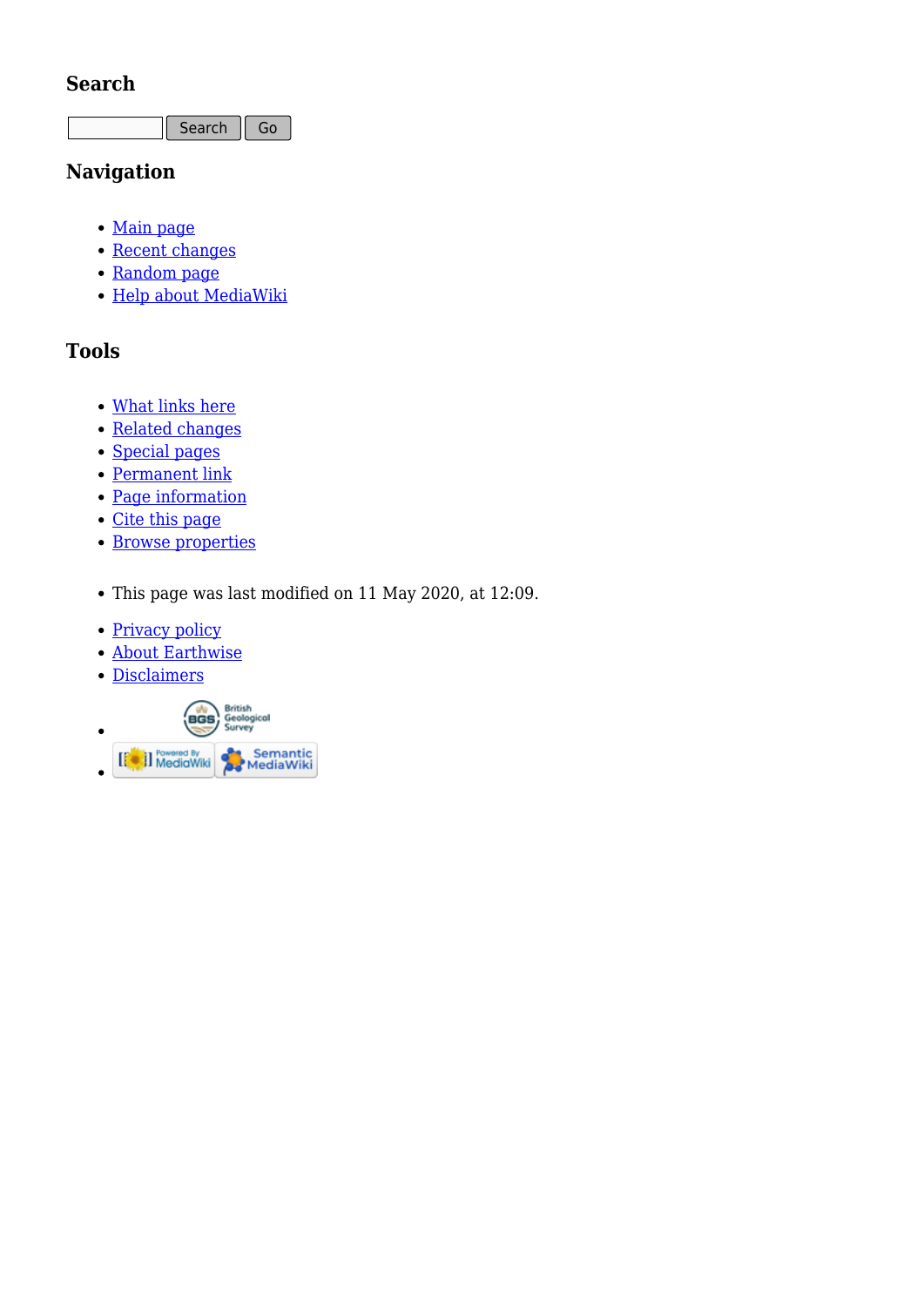### Search

Search Go

### Navigation

- Main page
- Recent changes
- Random page
- Help about MediaWiki

### Tools

- What links here
- Related changes
- Special pages
- Permanent link
- Page information
- Cite this page
- Browse properties

- This page was last modified on 11 May 2020, at 12:09.

- Privacy policy
- About Earthwise
- Disclaimers